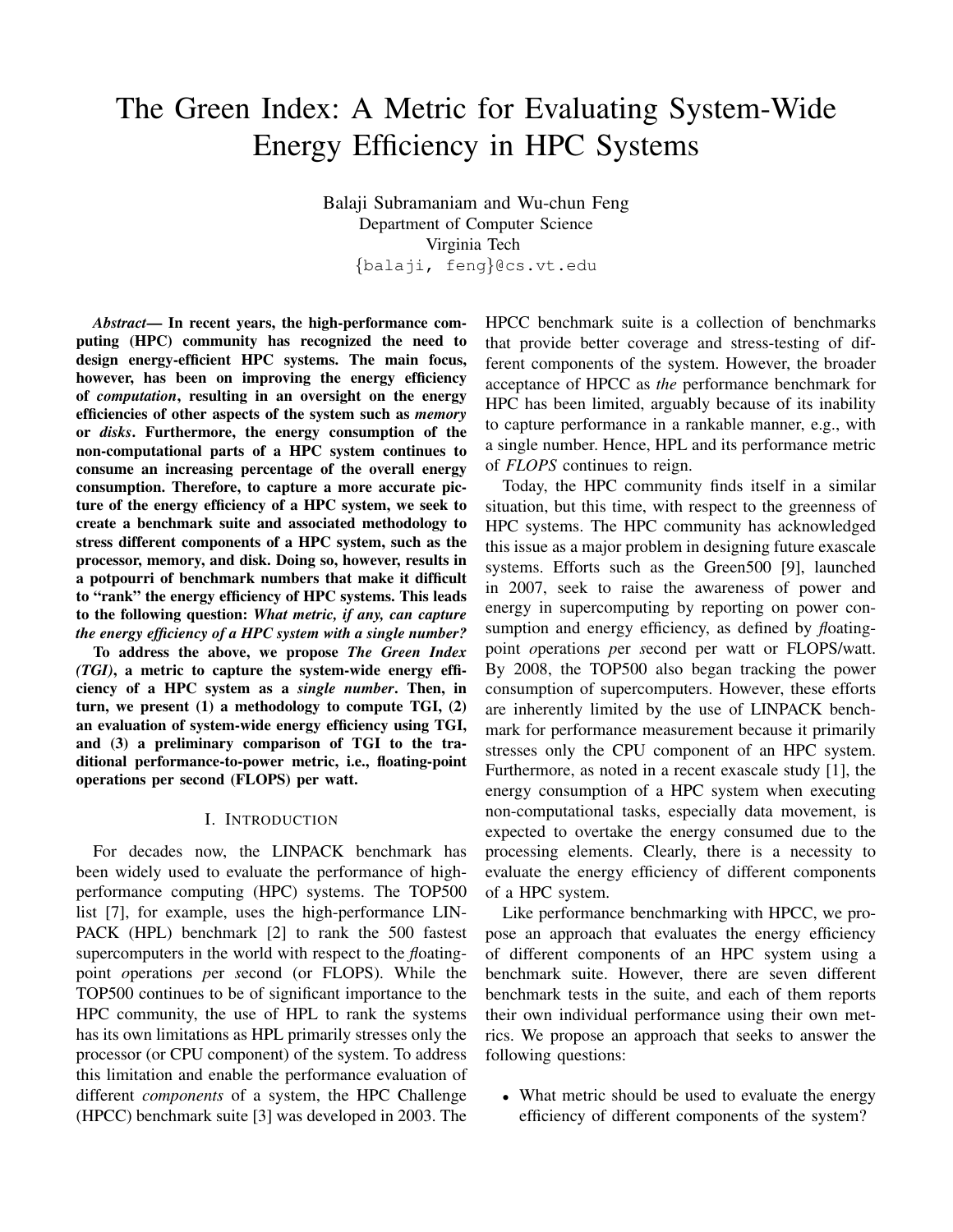# The Green Index: A Metric for Evaluating System-Wide Energy Efficiency in HPC Systems

Balaji Subramaniam and Wu-chun Feng
Department of Computer Science
Virginia Tech
{balaji, feng}@cs.vt.edu

***Abstract*— In recent years, the high-performance computing (HPC) community has recognized the need to design energy-efficient HPC systems. The main focus, however, has been on improving the energy efficiency of *computation*, resulting in an oversight on the energy efficiencies of other aspects of the system such as *memory* or *disks*. Furthermore, the energy consumption of the non-computational parts of a HPC system continues to consume an increasing percentage of the overall energy consumption. Therefore, to capture a more accurate picture of the energy efficiency of a HPC system, we seek to create a benchmark suite and associated methodology to stress different components of a HPC system, such as the processor, memory, and disk. Doing so, however, results in a potpourri of benchmark numbers that make it difficult to "rank" the energy efficiency of HPC systems. This leads to the following question: *What metric, if any, can capture the energy efficiency of a HPC system with a single number?***

**To address the above, we propose *The Green Index (TGI)*, a metric to capture the system-wide energy efficiency of a HPC system as a *single number*. Then, in turn, we present (1) a methodology to compute TGI, (2) an evaluation of system-wide energy efficiency using TGI, and (3) a preliminary comparison of TGI to the traditional performance-to-power metric, i.e., floating-point operations per second (FLOPS) per watt.**

## I. Introduction

For decades now, the LINPACK benchmark has been widely used to evaluate the performance of high-performance computing (HPC) systems. The TOP500 list [7], for example, uses the high-performance LINPACK (HPL) benchmark [2] to rank the 500 fastest supercomputers in the world with respect to the *f*loating-point *o*perations *p*er *s*econd (or FLOPS). While the TOP500 continues to be of significant importance to the HPC community, the use of HPL to rank the systems has its own limitations as HPL primarily stresses only the processor (or CPU component) of the system. To address this limitation and enable the performance evaluation of different *components* of a system, the HPC Challenge (HPCC) benchmark suite [3] was developed in 2003. The HPCC benchmark suite is a collection of benchmarks that provide better coverage and stress-testing of different components of the system. However, the broader acceptance of HPCC as *the* performance benchmark for HPC has been limited, arguably because of its inability to capture performance in a rankable manner, e.g., with a single number. Hence, HPL and its performance metric of *FLOPS* continues to reign.

Today, the HPC community finds itself in a similar situation, but this time, with respect to the greenness of HPC systems. The HPC community has acknowledged this issue as a major problem in designing future exascale systems. Efforts such as the Green500 [9], launched in 2007, seek to raise the awareness of power and energy in supercomputing by reporting on power consumption and energy efficiency, as defined by *f*loating-point *o*perations *p*er *s*econd per watt or FLOPS/watt. By 2008, the TOP500 also began tracking the power consumption of supercomputers. However, these efforts are inherently limited by the use of LINPACK benchmark for performance measurement because it primarily stresses only the CPU component of an HPC system. Furthermore, as noted in a recent exascale study [1], the energy consumption of a HPC system when executing non-computational tasks, especially data movement, is expected to overtake the energy consumed due to the processing elements. Clearly, there is a necessity to evaluate the energy efficiency of different components of a HPC system.

Like performance benchmarking with HPCC, we propose an approach that evaluates the energy efficiency of different components of an HPC system using a benchmark suite. However, there are seven different benchmark tests in the suite, and each of them reports their own individual performance using their own metrics. We propose an approach that seeks to answer the following questions:

- What metric should be used to evaluate the energy efficiency of different components of the system?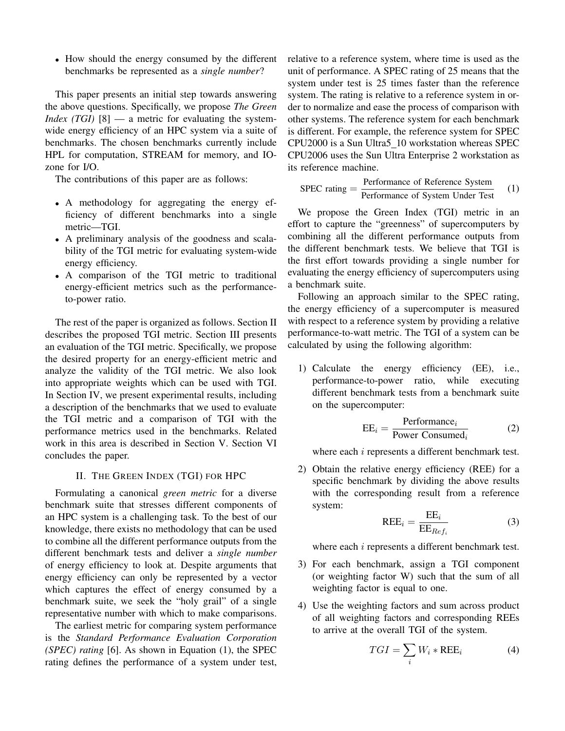- How should the energy consumed by the different benchmarks be represented as a *single number*?

This paper presents an initial step towards answering the above questions. Specifically, we propose *The Green Index (TGI)* [8] — a metric for evaluating the system-wide energy efficiency of an HPC system via a suite of benchmarks. The chosen benchmarks currently include HPL for computation, STREAM for memory, and IOzone for I/O.

The contributions of this paper are as follows:

- A methodology for aggregating the energy efficiency of different benchmarks into a single metric—TGI.
- A preliminary analysis of the goodness and scalability of the TGI metric for evaluating system-wide energy efficiency.
- A comparison of the TGI metric to traditional energy-efficient metrics such as the performance-to-power ratio.

The rest of the paper is organized as follows. Section II describes the proposed TGI metric. Section III presents an evaluation of the TGI metric. Specifically, we propose the desired property for an energy-efficient metric and analyze the validity of the TGI metric. We also look into appropriate weights which can be used with TGI. In Section IV, we present experimental results, including a description of the benchmarks that we used to evaluate the TGI metric and a comparison of TGI with the performance metrics used in the benchmarks. Related work in this area is described in Section V. Section VI concludes the paper.

## II. The Green Index (TGI) for HPC

Formulating a canonical *green metric* for a diverse benchmark suite that stresses different components of an HPC system is a challenging task. To the best of our knowledge, there exists no methodology that can be used to combine all the different performance outputs from the different benchmark tests and deliver a *single number* of energy efficiency to look at. Despite arguments that energy efficiency can only be represented by a vector which captures the effect of energy consumed by a benchmark suite, we seek the "holy grail" of a single representative number with which to make comparisons.

The earliest metric for comparing system performance is the *Standard Performance Evaluation Corporation (SPEC) rating* [6]. As shown in Equation (1), the SPEC rating defines the performance of a system under test, relative to a reference system, where time is used as the unit of performance. A SPEC rating of 25 means that the system under test is 25 times faster than the reference system. The rating is relative to a reference system in order to normalize and ease the process of comparison with other systems. The reference system for each benchmark is different. For example, the reference system for SPEC CPU2000 is a Sun Ultra5_10 workstation whereas SPEC CPU2006 uses the Sun Ultra Enterprise 2 workstation as its reference machine.

$$\text{SPEC rating} = \frac{\text{Performance of Reference System}}{\text{Performance of System Under Test}} \quad (1)$$

We propose the Green Index (TGI) metric in an effort to capture the "greenness" of supercomputers by combining all the different performance outputs from the different benchmark tests. We believe that TGI is the first effort towards providing a single number for evaluating the energy efficiency of supercomputers using a benchmark suite.

Following an approach similar to the SPEC rating, the energy efficiency of a supercomputer is measured with respect to a reference system by providing a relative performance-to-watt metric. The TGI of a system can be calculated by using the following algorithm:

1) Calculate the energy efficiency (EE), i.e., performance-to-power ratio, while executing different benchmark tests from a benchmark suite on the supercomputer:

$$\text{EE}_i = \frac{\text{Performance}_i}{\text{Power Consumed}_i} \quad (2)$$

where each $i$ represents a different benchmark test.

2) Obtain the relative energy efficiency (REE) for a specific benchmark by dividing the above results with the corresponding result from a reference system:

$$\text{REE}_i = \frac{\text{EE}_i}{\text{EE}_{Ref_i}} \quad (3)$$

where each $i$ represents a different benchmark test.

3) For each benchmark, assign a TGI component (or weighting factor W) such that the sum of all weighting factor is equal to one.

4) Use the weighting factors and sum across product of all weighting factors and corresponding REEs to arrive at the overall TGI of the system.

$$TGI = \sum_i W_i * \text{REE}_i \quad (4)$$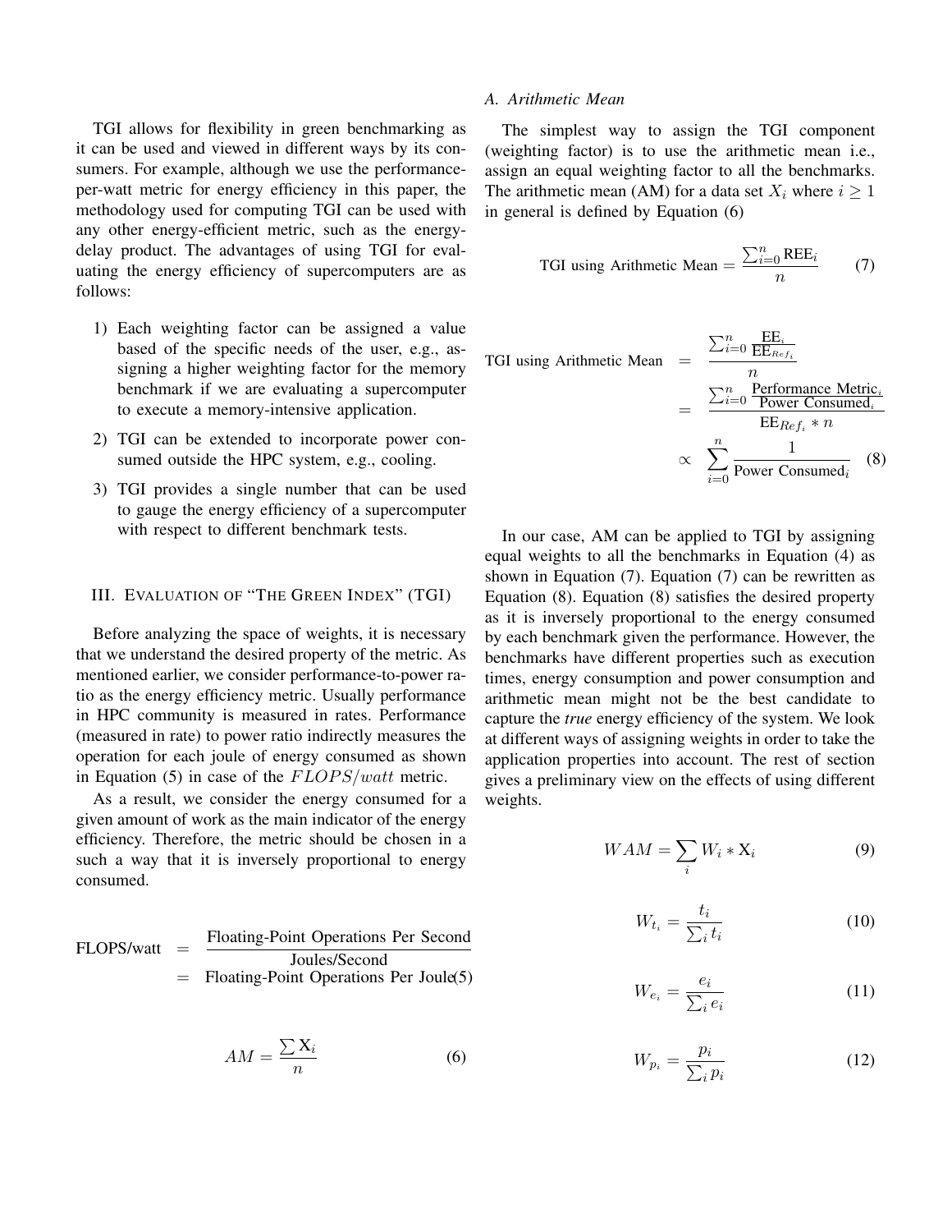TGI allows for flexibility in green benchmarking as it can be used and viewed in different ways by its consumers. For example, although we use the performance-per-watt metric for energy efficiency in this paper, the methodology used for computing TGI can be used with any other energy-efficient metric, such as the energy-delay product. The advantages of using TGI for evaluating the energy efficiency of supercomputers are as follows:

1) Each weighting factor can be assigned a value based of the specific needs of the user, e.g., assigning a higher weighting factor for the memory benchmark if we are evaluating a supercomputer to execute a memory-intensive application.
2) TGI can be extended to incorporate power consumed outside the HPC system, e.g., cooling.
3) TGI provides a single number that can be used to gauge the energy efficiency of a supercomputer with respect to different benchmark tests.

## III. Evaluation of "The Green Index" (TGI)

Before analyzing the space of weights, it is necessary that we understand the desired property of the metric. As mentioned earlier, we consider performance-to-power ratio as the energy efficiency metric. Usually performance in HPC community is measured in rates. Performance (measured in rate) to power ratio indirectly measures the operation for each joule of energy consumed as shown in Equation (5) in case of the $FLOPS/watt$ metric.

As a result, we consider the energy consumed for a given amount of work as the main indicator of the energy efficiency. Therefore, the metric should be chosen in a such a way that it is inversely proportional to energy consumed.

$$\begin{aligned} \text{FLOPS/watt} &= \frac{\text{Floating-Point Operations Per Second}}{\text{Joules/Second}} \\ &= \text{Floating-Point Operations Per Joule} \end{aligned} \quad (5)$$

$$AM = \frac{\sum \text{X}_i}{n} \quad (6)$$

### A. Arithmetic Mean

The simplest way to assign the TGI component (weighting factor) is to use the arithmetic mean i.e., assign an equal weighting factor to all the benchmarks. The arithmetic mean (AM) for a data set $X_i$ where $i \geq 1$ in general is defined by Equation (6)

$$\text{TGI using Arithmetic Mean} = \frac{\sum_{i=0}^{n} \text{REE}_i}{n} \quad (7)$$

$$\begin{aligned} \text{TGI using Arithmetic Mean} &= \frac{\sum_{i=0}^{n} \frac{\text{EE}_i}{\text{EE}_{Ref_i}}}{n} \\ &= \frac{\sum_{i=0}^{n} \frac{\text{Performance Metric}_i}{\text{Power Consumed}_i}}{\text{EE}_{Ref_i} * n} \\ &\propto \sum_{i=0}^{n} \frac{1}{\text{Power Consumed}_i} \end{aligned} \quad (8)$$

In our case, AM can be applied to TGI by assigning equal weights to all the benchmarks in Equation (4) as shown in Equation (7). Equation (7) can be rewritten as Equation (8). Equation (8) satisfies the desired property as it is inversely proportional to the energy consumed by each benchmark given the performance. However, the benchmarks have different properties such as execution times, energy consumption and power consumption and arithmetic mean might not be the best candidate to capture the *true* energy efficiency of the system. We look at different ways of assigning weights in order to take the application properties into account. The rest of section gives a preliminary view on the effects of using different weights.

$$WAM = \sum_i W_i * \text{X}_i \quad (9)$$

$$W_{t_i} = \frac{t_i}{\sum_i t_i} \quad (10)$$

$$W_{e_i} = \frac{e_i}{\sum_i e_i} \quad (11)$$

$$W_{p_i} = \frac{p_i}{\sum_i p_i} \quad (12)$$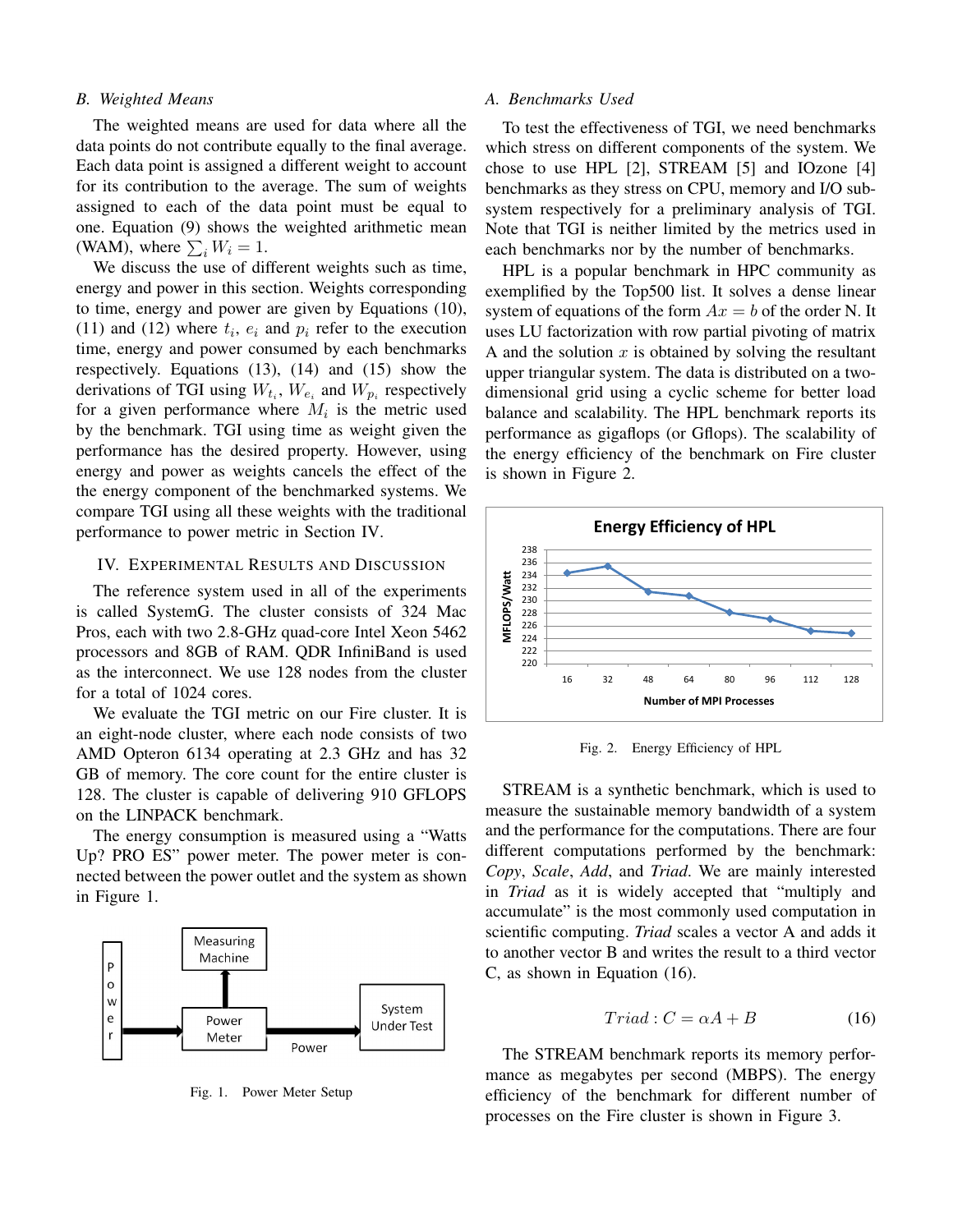### B. Weighted Means

The weighted means are used for data where all the data points do not contribute equally to the final average. Each data point is assigned a different weight to account for its contribution to the average. The sum of weights assigned to each of the data point must be equal to one. Equation (9) shows the weighted arithmetic mean (WAM), where $\sum_i W_i = 1$.

We discuss the use of different weights such as time, energy and power in this section. Weights corresponding to time, energy and power are given by Equations (10), (11) and (12) where $t_i$, $e_i$ and $p_i$ refer to the execution time, energy and power consumed by each benchmarks respectively. Equations (13), (14) and (15) show the derivations of TGI using $W_{t_i}$, $W_{e_i}$ and $W_{p_i}$ respectively for a given performance where $M_i$ is the metric used by the benchmark. TGI using time as weight given the performance has the desired property. However, using energy and power as weights cancels the effect of the the energy component of the benchmarked systems. We compare TGI using all these weights with the traditional performance to power metric in Section IV.

## IV. Experimental Results and Discussion

The reference system used in all of the experiments is called SystemG. The cluster consists of 324 Mac Pros, each with two 2.8-GHz quad-core Intel Xeon 5462 processors and 8GB of RAM. QDR InfiniBand is used as the interconnect. We use 128 nodes from the cluster for a total of 1024 cores.

We evaluate the TGI metric on our Fire cluster. It is an eight-node cluster, where each node consists of two AMD Opteron 6134 operating at 2.3 GHz and has 32 GB of memory. The core count for the entire cluster is 128. The cluster is capable of delivering 910 GFLOPS on the LINPACK benchmark.

The energy consumption is measured using a "Watts Up? PRO ES" power meter. The power meter is connected between the power outlet and the system as shown in Figure 1.

Power
Measuring Machine
Power Meter
Power
System Under Test

Fig. 1. Power Meter Setup

### A. Benchmarks Used

To test the effectiveness of TGI, we need benchmarks which stress on different components of the system. We chose to use HPL [2], STREAM [5] and IOzone [4] benchmarks as they stress on CPU, memory and I/O subsystem respectively for a preliminary analysis of TGI. Note that TGI is neither limited by the metrics used in each benchmarks nor by the number of benchmarks.

HPL is a popular benchmark in HPC community as exemplified by the Top500 list. It solves a dense linear system of equations of the form $Ax = b$ of the order N. It uses LU factorization with row partial pivoting of matrix A and the solution $x$ is obtained by solving the resultant upper triangular system. The data is distributed on a two-dimensional grid using a cyclic scheme for better load balance and scalability. The HPL benchmark reports its performance as gigaflops (or Gflops). The scalability of the energy efficiency of the benchmark on Fire cluster is shown in Figure 2.

Energy Efficiency of HPL
MFLOPS/Watt
238
236
234
232
230
228
226
224
222
220
16
32
48
64
80
96
112
128
Number of MPI Processes

Fig. 2. Energy Efficiency of HPL

STREAM is a synthetic benchmark, which is used to measure the sustainable memory bandwidth of a system and the performance for the computations. There are four different computations performed by the benchmark: *Copy*, *Scale*, *Add*, and *Triad*. We are mainly interested in *Triad* as it is widely accepted that "multiply and accumulate" is the most commonly used computation in scientific computing. *Triad* scales a vector A and adds it to another vector B and writes the result to a third vector C, as shown in Equation (16).

$$Triad : C = \alpha A + B \tag{16}$$

The STREAM benchmark reports its memory performance as megabytes per second (MBPS). The energy efficiency of the benchmark for different number of processes on the Fire cluster is shown in Figure 3.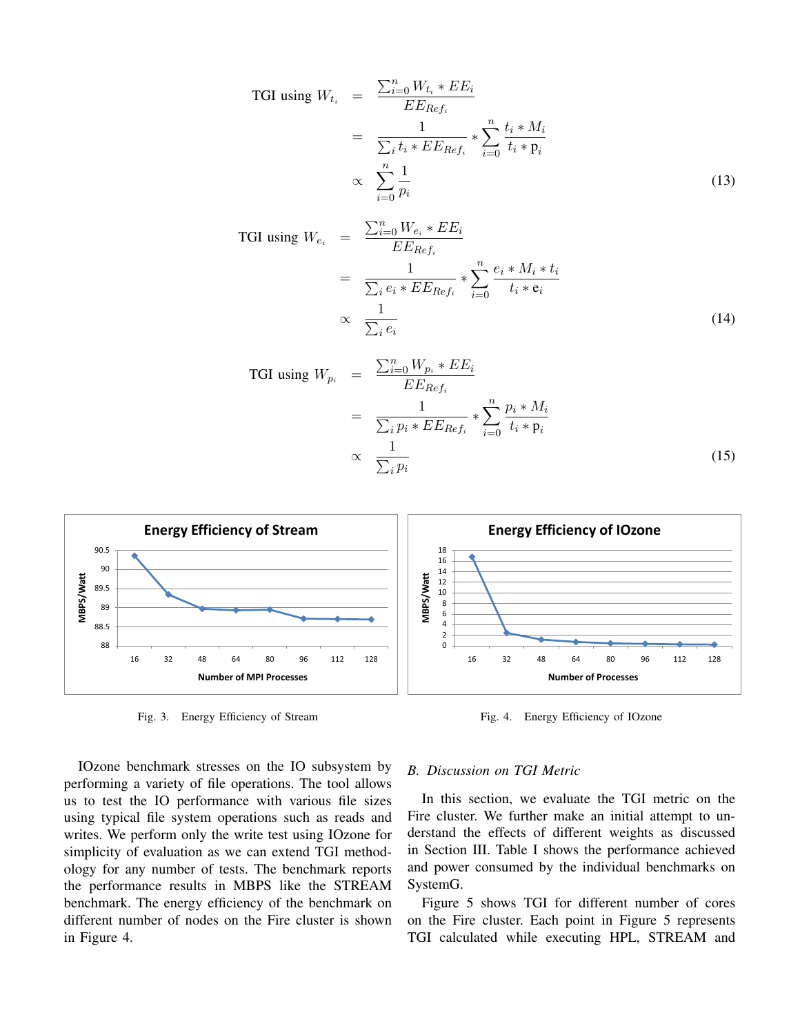$$
\begin{aligned}
\text{TGI using } W_{t_i} &= \frac{\sum_{i=0}^{n} W_{t_i} * EE_i}{EE_{Ref_i}} \\
&= \frac{1}{\sum_i t_i * EE_{Ref_i}} * \sum_{i=0}^{n} \frac{t_i * M_i}{t_i * \mathrm{p}_i} \\
&\propto \sum_{i=0}^{n} \frac{1}{p_i}
\end{aligned} \tag{13}
$$

$$
\begin{aligned}
\text{TGI using } W_{e_i} &= \frac{\sum_{i=0}^{n} W_{e_i} * EE_i}{EE_{Ref_i}} \\
&= \frac{1}{\sum_i e_i * EE_{Ref_i}} * \sum_{i=0}^{n} \frac{e_i * M_i * t_i}{t_i * \mathrm{e}_i} \\
&\propto \frac{1}{\sum_i e_i}
\end{aligned} \tag{14}
$$

$$
\begin{aligned}
\text{TGI using } W_{p_i} &= \frac{\sum_{i=0}^{n} W_{p_i} * EE_i}{EE_{Ref_i}} \\
&= \frac{1}{\sum_i p_i * EE_{Ref_i}} * \sum_{i=0}^{n} \frac{p_i * M_i}{t_i * \mathrm{p}_i} \\
&\propto \frac{1}{\sum_i p_i}
\end{aligned} \tag{15}
$$

Energy Efficiency of Stream

MBPS/Watt

90.5
90
89.5
89
88.5
88

16 32 48 64 80 96 112 128

Number of MPI Processes

Fig. 3. Energy Efficiency of Stream

Energy Efficiency of IOzone

MBPS/Watt

18
16
14
12
10
8
6
4
2
0

16 32 48 64 80 96 112 128

Number of Processes

Fig. 4. Energy Efficiency of IOzone

IOzone benchmark stresses on the IO subsystem by performing a variety of file operations. The tool allows us to test the IO performance with various file sizes using typical file system operations such as reads and writes. We perform only the write test using IOzone for simplicity of evaluation as we can extend TGI methodology for any number of tests. The benchmark reports the performance results in MBPS like the STREAM benchmark. The energy efficiency of the benchmark on different number of nodes on the Fire cluster is shown in Figure 4.

### *B. Discussion on TGI Metric*

In this section, we evaluate the TGI metric on the Fire cluster. We further make an initial attempt to understand the effects of different weights as discussed in Section III. Table I shows the performance achieved and power consumed by the individual benchmarks on SystemG.

Figure 5 shows TGI for different number of cores on the Fire cluster. Each point in Figure 5 represents TGI calculated while executing HPL, STREAM and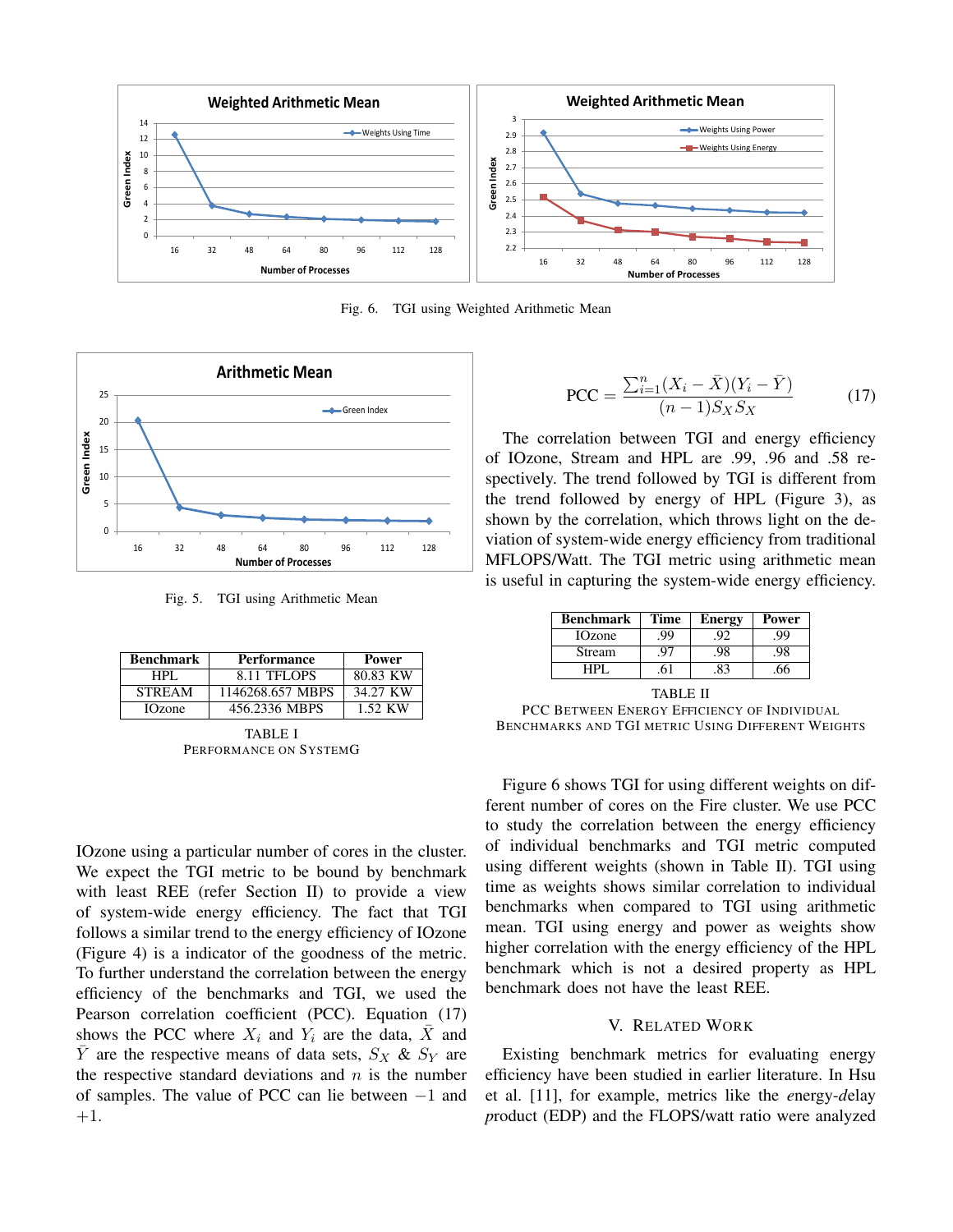Weighted Arithmetic Mean

Green Index

14
12
10
8
6
4
2
0

16 32 48 64 80 96 112 128

Number of Processes

Weights Using Time

Weighted Arithmetic Mean

Green Index

3
2.9
2.8
2.7
2.6
2.5
2.4
2.3
2.2

16 32 48 64 80 96 112 128

Number of Processes

Weights Using Power

Weights Using Energy

Fig. 6. TGI using Weighted Arithmetic Mean

Arithmetic Mean

Green Index

25
20
15
10
5
0

16 32 48 64 80 96 112 128

Number of Processes

Green Index

Fig. 5. TGI using Arithmetic Mean

| Benchmark | Performance | Power |
|---|---|---|
| HPL | 8.11 TFLOPS | 80.83 KW |
| STREAM | 1146268.657 MBPS | 34.27 KW |
| IOzone | 456.2336 MBPS | 1.52 KW |

TABLE I
PERFORMANCE ON SYSTEMG

IOzone using a particular number of cores in the cluster. We expect the TGI metric to be bound by benchmark with least REE (refer Section II) to provide a view of system-wide energy efficiency. The fact that TGI follows a similar trend to the energy efficiency of IOzone (Figure 4) is a indicator of the goodness of the metric. To further understand the correlation between the energy efficiency of the benchmarks and TGI, we used the Pearson correlation coefficient (PCC). Equation (17) shows the PCC where $X_i$ and $Y_i$ are the data, $\bar{X}$ and $\bar{Y}$ are the respective means of data sets, $S_X$ & $S_Y$ are the respective standard deviations and $n$ is the number of samples. The value of PCC can lie between $-1$ and $+1$.

$$\text{PCC} = \frac{\sum_{i=1}^{n}(X_i - \bar{X})(Y_i - \bar{Y})}{(n-1)S_X S_X} \tag{17}$$

The correlation between TGI and energy efficiency of IOzone, Stream and HPL are .99, .96 and .58 respectively. The trend followed by TGI is different from the trend followed by energy of HPL (Figure 3), as shown by the correlation, which throws light on the deviation of system-wide energy efficiency from traditional MFLOPS/Watt. The TGI metric using arithmetic mean is useful in capturing the system-wide energy efficiency.

| Benchmark | Time | Energy | Power |
|---|---|---|---|
| IOzone | .99 | .92 | .99 |
| Stream | .97 | .98 | .98 |
| HPL | .61 | .83 | .66 |

TABLE II
PCC BETWEEN ENERGY EFFICIENCY OF INDIVIDUAL BENCHMARKS AND TGI METRIC USING DIFFERENT WEIGHTS

Figure 6 shows TGI for using different weights on different number of cores on the Fire cluster. We use PCC to study the correlation between the energy efficiency of individual benchmarks and TGI metric computed using different weights (shown in Table II). TGI using time as weights shows similar correlation to individual benchmarks when compared to TGI using arithmetic mean. TGI using energy and power as weights show higher correlation with the energy efficiency of the HPL benchmark which is not a desired property as HPL benchmark does not have the least REE.

## V. RELATED WORK

Existing benchmark metrics for evaluating energy efficiency have been studied in earlier literature. In Hsu et al. [11], for example, metrics like the *e*nergy-*d*elay *p*roduct (EDP) and the FLOPS/watt ratio were analyzed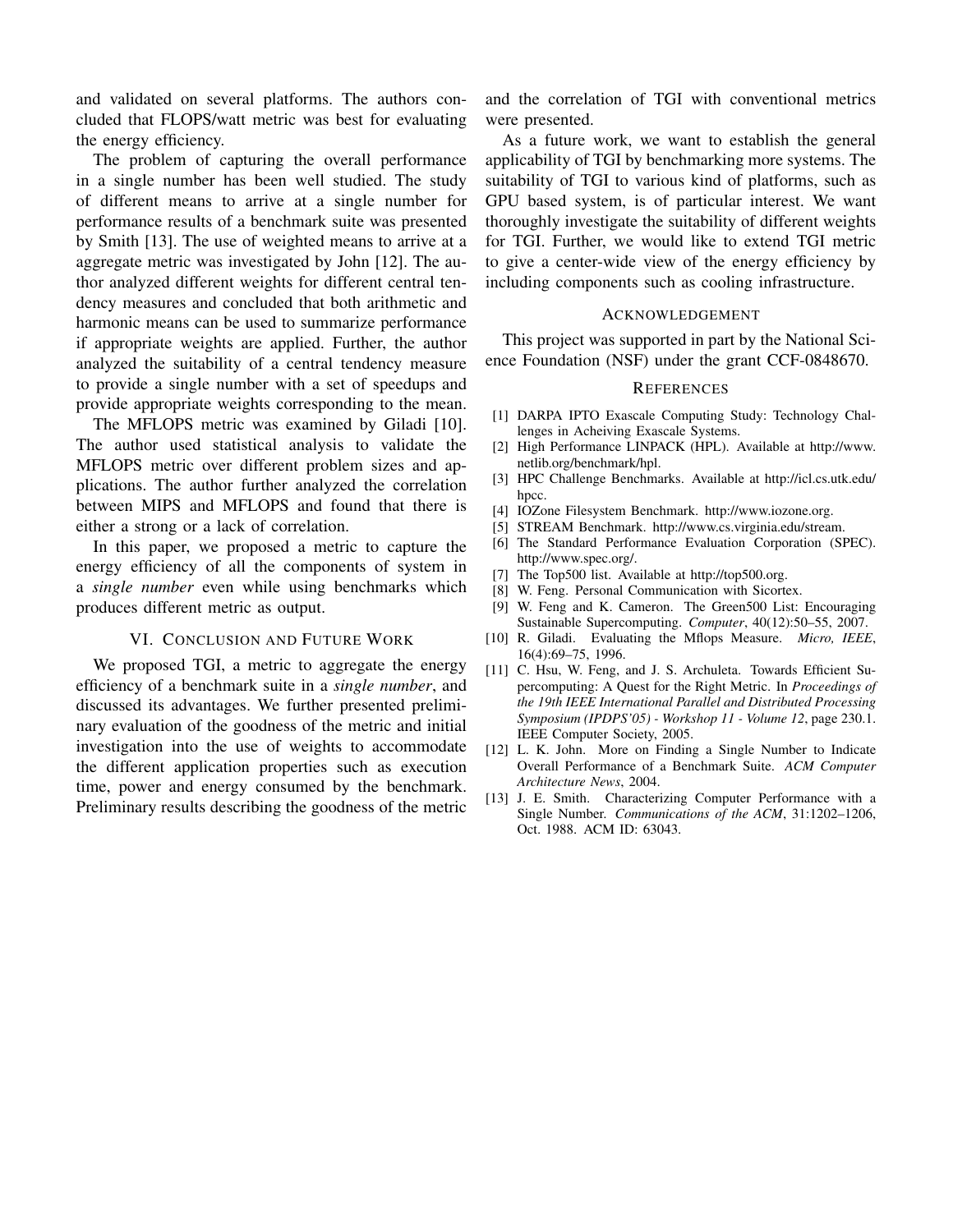and validated on several platforms. The authors concluded that FLOPS/watt metric was best for evaluating the energy efficiency.

The problem of capturing the overall performance in a single number has been well studied. The study of different means to arrive at a single number for performance results of a benchmark suite was presented by Smith [13]. The use of weighted means to arrive at a aggregate metric was investigated by John [12]. The author analyzed different weights for different central tendency measures and concluded that both arithmetic and harmonic means can be used to summarize performance if appropriate weights are applied. Further, the author analyzed the suitability of a central tendency measure to provide a single number with a set of speedups and provide appropriate weights corresponding to the mean.

The MFLOPS metric was examined by Giladi [10]. The author used statistical analysis to validate the MFLOPS metric over different problem sizes and applications. The author further analyzed the correlation between MIPS and MFLOPS and found that there is either a strong or a lack of correlation.

In this paper, we proposed a metric to capture the energy efficiency of all the components of system in a *single number* even while using benchmarks which produces different metric as output.

## VI. Conclusion and Future Work

We proposed TGI, a metric to aggregate the energy efficiency of a benchmark suite in a *single number*, and discussed its advantages. We further presented preliminary evaluation of the goodness of the metric and initial investigation into the use of weights to accommodate the different application properties such as execution time, power and energy consumed by the benchmark. Preliminary results describing the goodness of the metric and the correlation of TGI with conventional metrics were presented.

As a future work, we want to establish the general applicability of TGI by benchmarking more systems. The suitability of TGI to various kind of platforms, such as GPU based system, is of particular interest. We want thoroughly investigate the suitability of different weights for TGI. Further, we would like to extend TGI metric to give a center-wide view of the energy efficiency by including components such as cooling infrastructure.

## Acknowledgement

This project was supported in part by the National Science Foundation (NSF) under the grant CCF-0848670.

## References

[1] DARPA IPTO Exascale Computing Study: Technology Challenges in Acheiving Exascale Systems.

[2] High Performance LINPACK (HPL). Available at http://www.netlib.org/benchmark/hpl.

[3] HPC Challenge Benchmarks. Available at http://icl.cs.utk.edu/hpcc.

[4] IOZone Filesystem Benchmark. http://www.iozone.org.

[5] STREAM Benchmark. http://www.cs.virginia.edu/stream.

[6] The Standard Performance Evaluation Corporation (SPEC). http://www.spec.org/.

[7] The Top500 list. Available at http://top500.org.

[8] W. Feng. Personal Communication with Sicortex.

[9] W. Feng and K. Cameron. The Green500 List: Encouraging Sustainable Supercomputing. *Computer*, 40(12):50–55, 2007.

[10] R. Giladi. Evaluating the Mflops Measure. *Micro, IEEE*, 16(4):69–75, 1996.

[11] C. Hsu, W. Feng, and J. S. Archuleta. Towards Efficient Supercomputing: A Quest for the Right Metric. In *Proceedings of the 19th IEEE International Parallel and Distributed Processing Symposium (IPDPS'05) - Workshop 11 - Volume 12*, page 230.1. IEEE Computer Society, 2005.

[12] L. K. John. More on Finding a Single Number to Indicate Overall Performance of a Benchmark Suite. *ACM Computer Architecture News*, 2004.

[13] J. E. Smith. Characterizing Computer Performance with a Single Number. *Communications of the ACM*, 31:1202–1206, Oct. 1988. ACM ID: 63043.